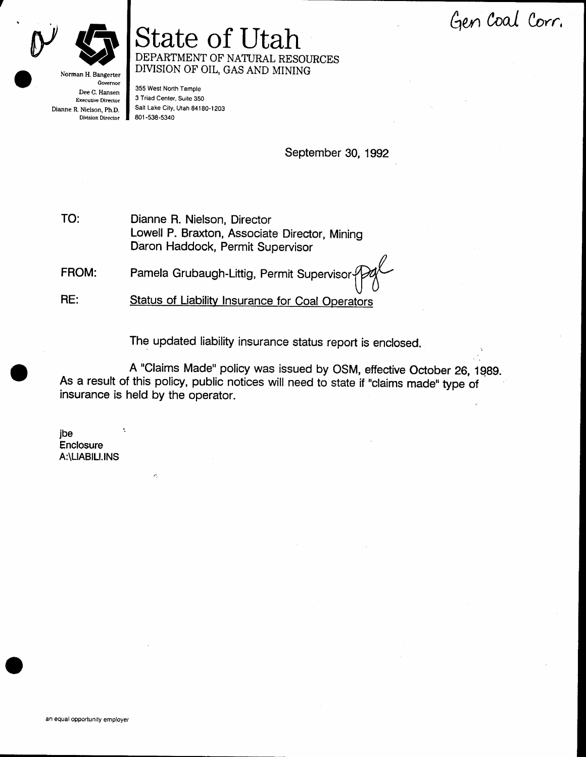Gen Coal Corr.

# State of Utah

DEPARTMENT OF NATURAL RESOURCES
DIVISION OF OIL, GAS AND MINING

Norman H. Bangerter
Governor
Dee C. Hansen
Executive Director
Dianne R. Nielson, Ph.D.
Division Director

355 West North Temple
3 Triad Center, Suite 350
Salt Lake City, Utah 84180-1203
801-538-5340

September 30, 1992

TO: Dianne R. Nielson, Director
Lowell P. Braxton, Associate Director, Mining
Daron Haddock, Permit Supervisor

FROM: Pamela Grubaugh-Littig, Permit Supervisor

RE: Status of Liability Insurance for Coal Operators

The updated liability insurance status report is enclosed.

A "Claims Made" policy was issued by OSM, effective October 26, 1989. As a result of this policy, public notices will need to state if "claims made" type of insurance is held by the operator.

jbe
Enclosure
A:\LIABILI.INS

an equal opportunity employer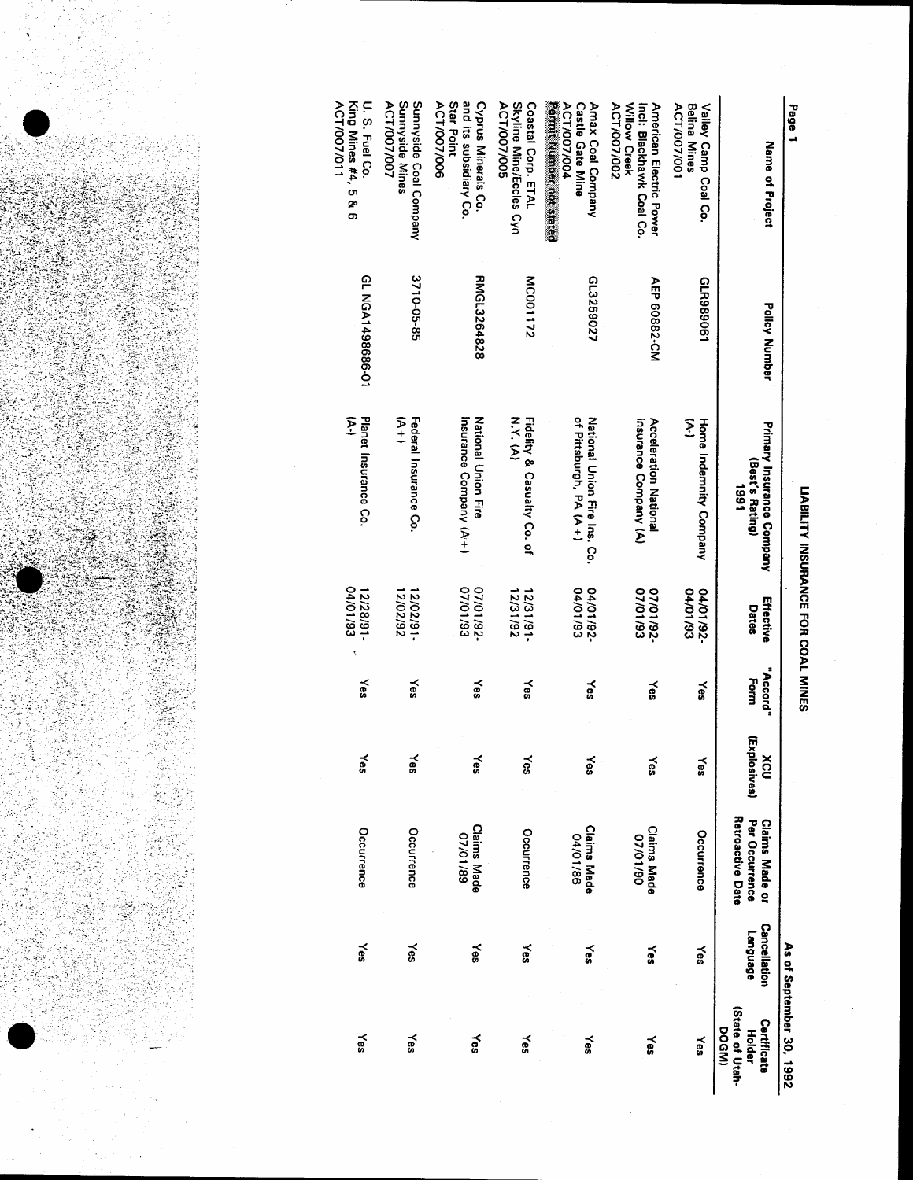# LIABILITY INSURANCE FOR COAL MINES

As of September 30, 1992

| Name of Project | Policy Number | Primary Insurance Company (Best's Rating) 1991 | Effective Dates | "Accord" Form | XCU (Explosives) | Claims Made or Per Occurrence Retroactive Date | Cancellation Language | Certificate Holder (State of Utah-DOGM) |
|---|---|---|---|---|---|---|---|---|
| Valley Camp Coal Co. Belina Mines ACT/007/001 | GLR989061 | Home Indemnity Company (A-) | 04/01/92-04/01/93 | Yes | Yes | Occurrence | Yes | Yes |
| American Electric Power Incl: Blackhawk Coal Co. Willow Creek ACT/007/002 | AEP 60882-CM | Acceleration National Insurance Company (A) | 07/01/92-07/01/93 | Yes | Yes | Claims Made 07/01/90 | Yes | Yes |
| Amax Coal Company Castle Gate Mine ACT/007/004 Permit Number not stated | GL3259027 | National Union Fire Ins. Co. of Pittsburgh, PA (A+) | 04/01/92-04/01/93 | Yes | Yes | Claims Made 04/01/86 | Yes | Yes |
| Coastal Corp. ETAL Skyline Mine/Eccles Cyn ACT/007/005 | MCO01172 | Fidelity & Casualty Co. of N.Y. (A) | 12/31/91-12/31/92 | Yes | Yes | Occurrence | Yes | Yes |
| Cyprus Minerals Co. and its subsidiary Co. Star Point ACT/007/006 | RMGL3264828 | National Union Fire Insurance Company (A+) | 07/01/92-07/01/93 | Yes | Yes | Claims Made 07/01/89 | Yes | Yes |
| Sunnyside Coal Company Sunnyside Mines ACT/007/007 | 3710-05-85 | Federal Insurance Co. (A+) | 12/02/91-12/02/92 | Yes | Yes | Occurrence | Yes | Yes |
| U. S. Fuel Co. King Mines #4, 5 & 6 ACT/007/011 | GL NGA1498686-01 | Planet Insurance Co. (A-) | 12/28/91-04/01/93 | Yes | Yes | Occurrence | Yes | Yes |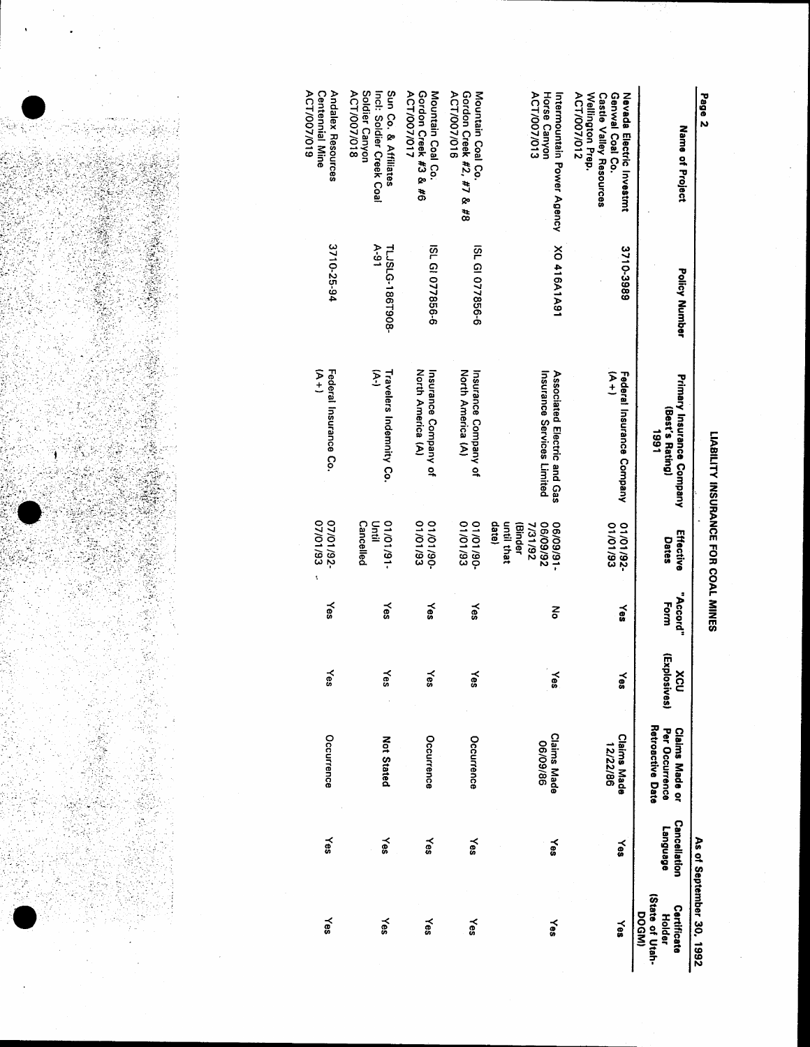## LIABILITY INSURANCE FOR COAL MINES

As of September 30, 1992

| Name of Project | Policy Number | Primary Insurance Company (Best's Rating) 1991 | Effective Dates | "Accord" Form | XCU (Explosives) | Claims Made or Per Occurrence Retroactive Date | Cancellation Language | Certificate Holder (State of Utah-DOGM) |
|---|---|---|---|---|---|---|---|---|
| Nevada Electric Investmt Genwal Coal Co. Castle Valley Resources Wellington Prep. ACT/007/012 | 3710-3989 | Federal Insurance Company (A+) | 01/01/92-01/01/93 | Yes | Yes | Claims Made 12/22/86 | Yes | Yes |
| Intermountain Power Agency Horse Canyon ACT/007/013 | XO 416A1A91 | Associated Electric and Gas Insurance Services Limited | 06/09/91-06/09/92 7/31/92 (Binder until that date) | No | Yes | Claims Made 06/09/86 | Yes | Yes |
| Mountain Coal Co. Gordon Creek #2, #7 & #8 ACT/007/016 | ISL GI 077856-9 | Insurance Company of North America (A) | 01/01/90-01/01/93 | Yes | Yes | Occurrence | Yes | Yes |
| Mountain Coal Co. Gordon Creek #3 & #6 ACT/007/017 | ISL GI 077856-9 | Insurance Company of North America (A) | 01/01/90-01/01/93 | Yes | Yes | Occurrence | Yes | Yes |
| Sun Co. & Affiliates Incl: Soldier Creek Coal Soldier Canyon ACT/007/018 | TLJSLG-186T908-A-91 | Travelers Indemnity Co. (A-) | 01/01/91-Until Cancelled | Yes | Yes | Not Stated | Yes | Yes |
| Andalex Resources Centennial Mine ACT/007/019 | 3710-25-94 | Federal Insurance Co. (A+) | 07/01/92-07/01/93 | Yes | Yes | Occurrence | Yes | Yes |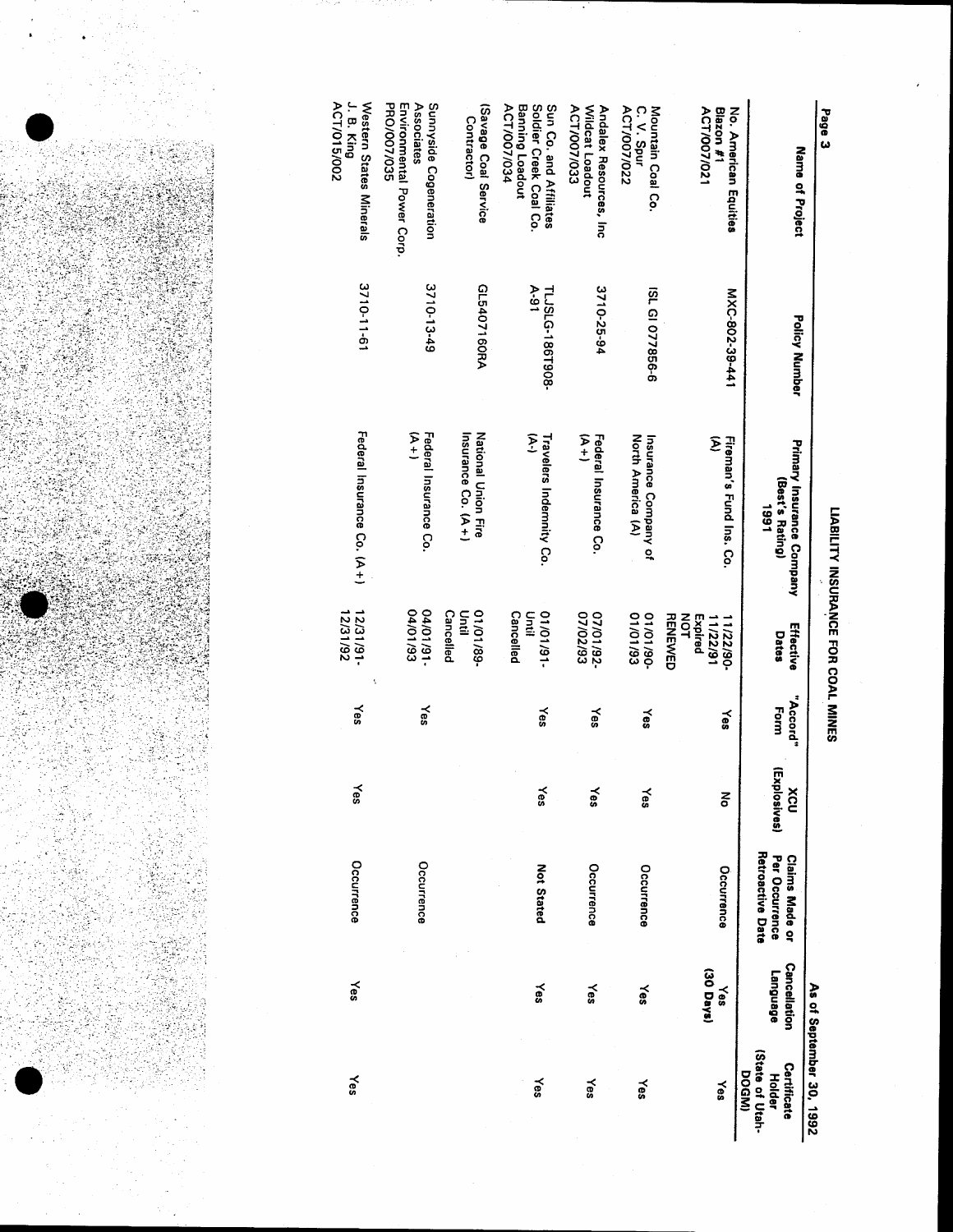# LIABILITY INSURANCE FOR COAL MINES

As of September 30, 1992

| Name of Project | Policy Number | Primary Insurance Company (Best's Rating) 1991 | Effective Dates | "Accord" Form | XCU (Explosives) | Claims Made or Per Occurrence Retroactive Date | Cancellation Language | Certificate Holder (State of Utah-DOGM) |
|---|---|---|---|---|---|---|---|---|
| No. American Equities Blazon #1 ACT/007/021 | MXC-802-39-441 | Fireman's Fund Ins. Co. (A) | 11/22/90-11/22/91 Expired NOT RENEWED | Yes | No | Occurrence | Yes (30 Days) | Yes |
| Mountain Coal Co. C. V. Spur ACT/007/022 | ISL GI 077856-9 | Insurance Company of North America (A) | 01/01/90-01/01/93 | Yes | Yes | Occurrence | Yes | Yes |
| Andalex Resources, Inc Wildcat Loadout ACT/007/033 | 3710-25-94 | Federal Insurance Co. (A+) | 07/01/92-07/02/93 | Yes | Yes | Occurrence | Yes | Yes |
| Sun Co. and Affiliates Soldier Creek Coal Co. Banning Loadout ACT/007/034 | TLJSLG-186T908-A-91 | Travelers Indemnity Co. (A-) | 01/01/91-Until Cancelled | Yes | Yes | Not Stated | Yes | Yes |
| (Savage Coal Service Contractor) | GL5407160RA | National Union Fire Insurance Co. (A+) | 01/01/89-Until Cancelled | | | | | |
| Sunnyside Cogeneration Associates Environmental Power Corp. PRO/007/035 | 3710-13-49 | Federal Insurance Co. (A+) | 04/01/91-04/01/93 | Yes | | Occurrence | | |
| Western States Minerals J. B. King ACT/015/002 | 3710-11-61 | Federal Insurance Co. (A+) | 12/31/91-12/31/92 | Yes | Yes | Occurrence | Yes | Yes |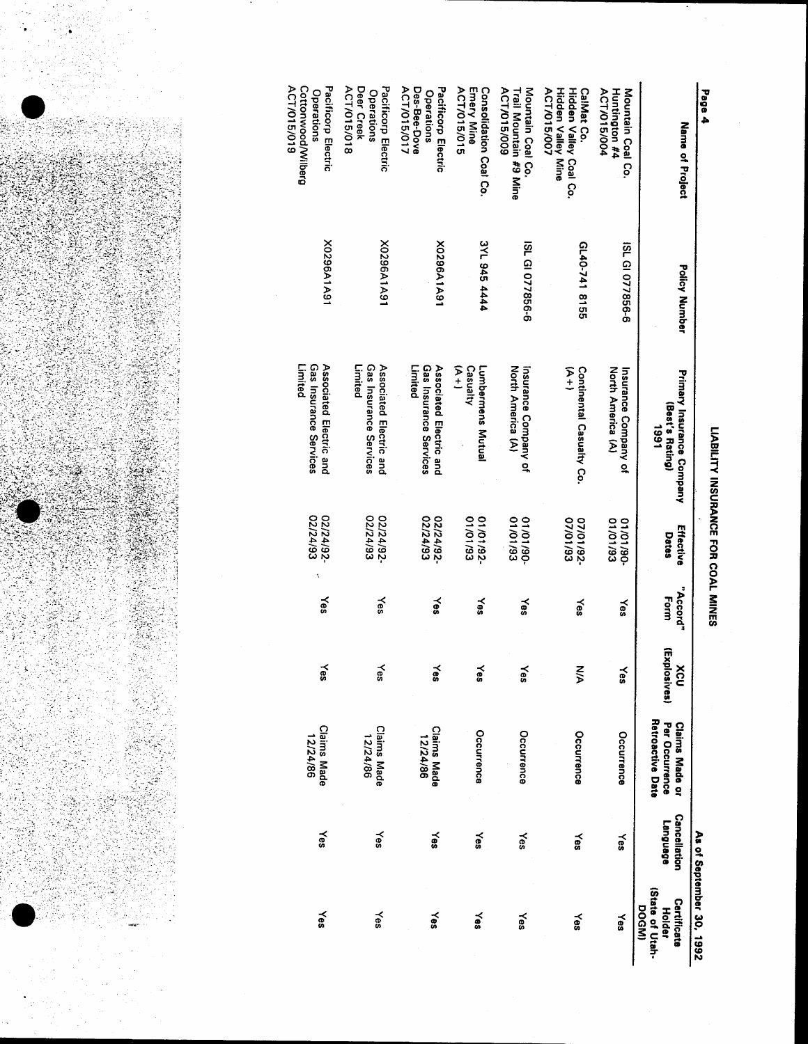As of September 30, 1992

## LIABILITY INSURANCE FOR COAL MINES

| Name of Project | Policy Number | Primary Insurance Company (Best's Rating) 1991 | Effective Dates | "Accord" Form | XCU (Explosives) | Claims Made or Per Occurrence Retroactive Date | Cancellation Language | Certificate Holder (State of Utah-DOGM) |
|---|---|---|---|---|---|---|---|---|
| Mountain Coal Co. Huntington #4 ACT/015/004 | ISL GI 077856-6 | Insurance Company of North America (A) | 01/01/90-01/01/93 | Yes | Yes | Occurrence | Yes | Yes |
| CalMat Co. Hidden Valley Coal Co. Hidden Valley Mine ACT/015/007 | GL40-741 8155 | Continental Casualty Co. (A+) | 07/01/92-07/01/93 | Yes | N/A | Occurrence | Yes | Yes |
| Mountain Coal Co. Trail Mountain #9 Mine ACT/015/009 | ISL GI 077856-6 | Insurance Company of North America (A) | 01/01/90-01/01/93 | Yes | Yes | Occurrence | Yes | Yes |
| Consolidation Coal Co. Emery Mine ACT/015/015 | 3YL 945 4444 | Lumbermens Mutual Casualty (A+) | 01/01/92-01/01/93 | Yes | Yes | Occurrence | Yes | Yes |
| Pacificorp Electric Operations Des-Bee-Dove ACT/015/017 | X0296A1A91 | Associated Electric and Gas Insurance Services Limited | 02/24/92-02/24/93 | Yes | Yes | Claims Made 12/24/86 | Yes | Yes |
| Pacificorp Electric Operations Deer Creek ACT/015/018 | X0296A1A91 | Associated Electric and Gas Insurance Services Limited | 02/24/92-02/24/93 | Yes | Yes | Claims Made 12/24/86 | Yes | Yes |
| Pacificorp Electric Operations Cottonwood/Wilberg ACT/015/019 | X0296A1A91 | Associated Electric and Gas Insurance Services Limited | 02/24/92-02/24/93 | Yes | Yes | Claims Made 12/24/86 | Yes | Yes |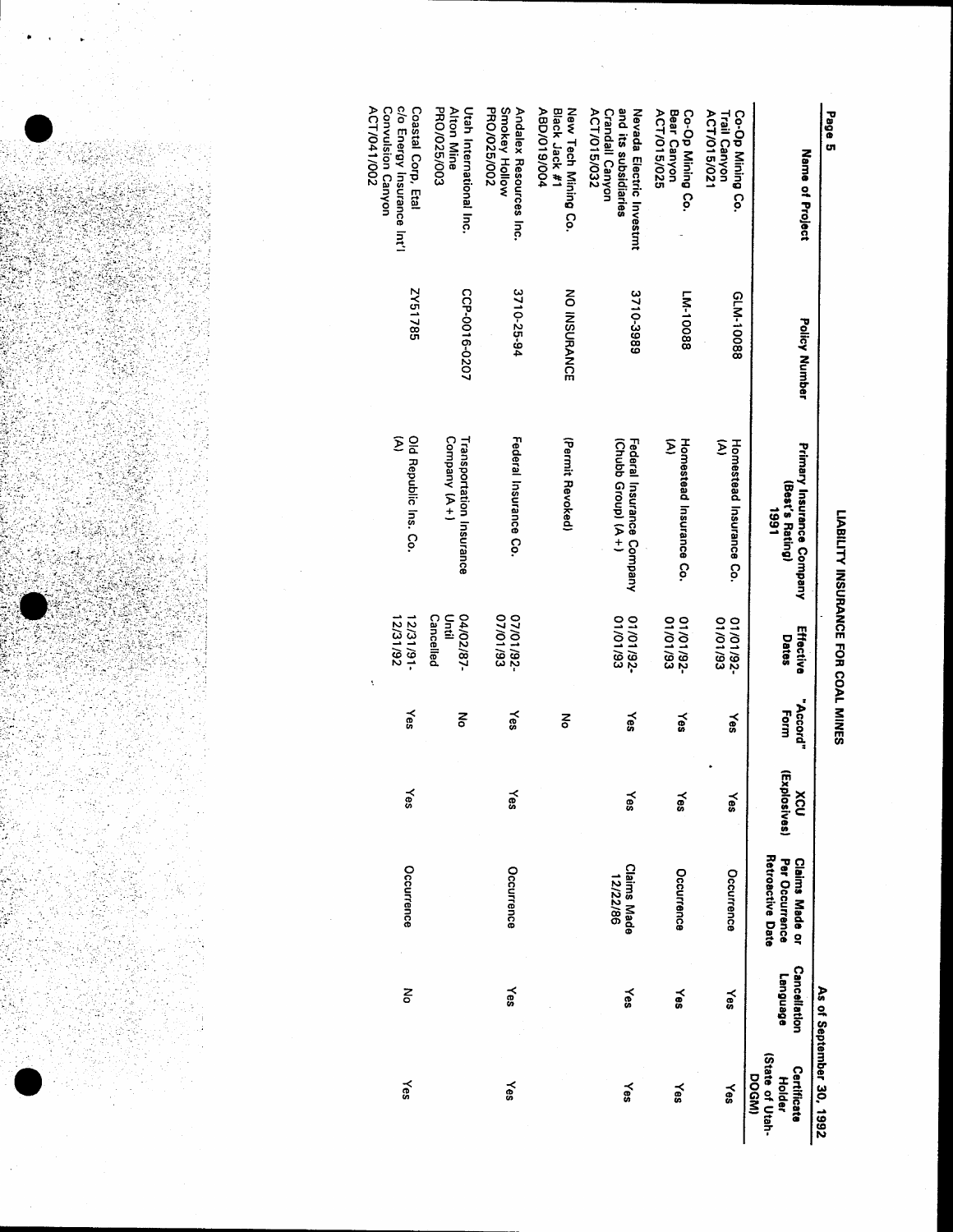# LIABILITY INSURANCE FOR COAL MINES

As of September 30, 1992

| Name of Project | Policy Number | Primary Insurance Company (Best's Rating) 1991 | Effective Dates | "Accord" Form | XCU (Explosives) | Claims Made or Per Occurrence Retroactive Date | Cancellation Language | Certificate Holder (State of Utah-DOGM) |
|---|---|---|---|---|---|---|---|---|
| Co-Op Mining Co. Trail Canyon ACT/015/021 | GLM-10088 | Homestead Insurance Co. (A) | 01/01/92-01/01/93 | Yes | Yes | Occurrence | Yes | Yes |
| Co-Op Mining Co. Bear Canyon ACT/015/025 | LM-10088 | Homestead Insurance Co. (A) | 01/01/92-01/01/93 | Yes | Yes | Occurrence | Yes | Yes |
| Nevada Electric Investmt and its subsidiaries Crandall Canyon ACT/015/032 | 3710-3989 | Federal Insurance Company (Chubb Group) (A+) | 01/01/92-01/01/93 | Yes | Yes | Claims Made 12/22/86 | Yes | Yes |
| New Tech Mining Co. Black Jack #1 ABD/019/004 | NO INSURANCE | (Permit Revoked) | | No | | | | |
| Andalex Resources Inc. Smokey Hollow PRO/025/002 | 3710-25-94 | Federal Insurance Co. | 07/01/92-07/01/93 | Yes | Yes | Occurrence | Yes | Yes |
| Utah International Inc. Alton Mine PRO/025/003 | CCP-0016-0207 | Transportation Insurance Company (A+) | 04/02/87-Until Cancelled | No | | | | |
| Coastal Corp. Etal c/o Energy Insurance Int'l Convulsion Canyon ACT/041/002 | ZY51785 | Old Republic Ins. Co. (A) | 12/31/91-12/31/92 | Yes | Yes | Occurrence | No | Yes |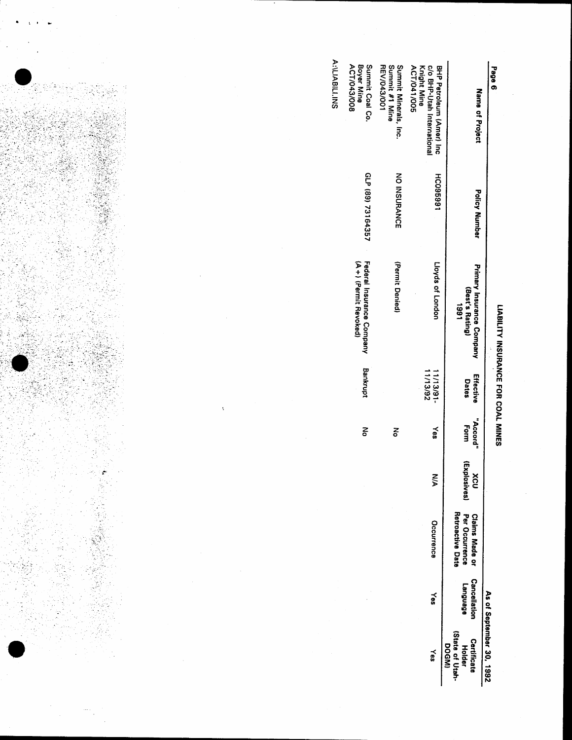As of September 30, 1992

## LIABILITY INSURANCE FOR COAL MINES

| Name of Project | Policy Number | Primary Insurance Company (Best's Rating) 1991 | Effective Dates | "Accord" Form | XCU (Explosives) | Claims Made or Per Occurrence Retroactive Date | Cancellation Language | Certificate Holder (State of Utah-DOGM) |
|---|---|---|---|---|---|---|---|---|
| BHP Petroleum (Amer) Inc c/o BHP-Utah International Knight Mine ACT/041/005 | HC095991 | Lloyds of London | 11/13/91-11/13/92 | Yes | N/A | Occurrence | Yes | Yes |
| Summit Minerals, Inc. Summit #1 Mine REV/043/001 | NO INSURANCE | (Permit Denied) | | No | | | | |
| Summit Coal Co. Boyer Mine ACT/043/008 | GLP (89) 73164357 | Federal Insurance Company (A+) (Permit Revoked) | Bankrupt | No | | | | |

A:\LIABILI.INS